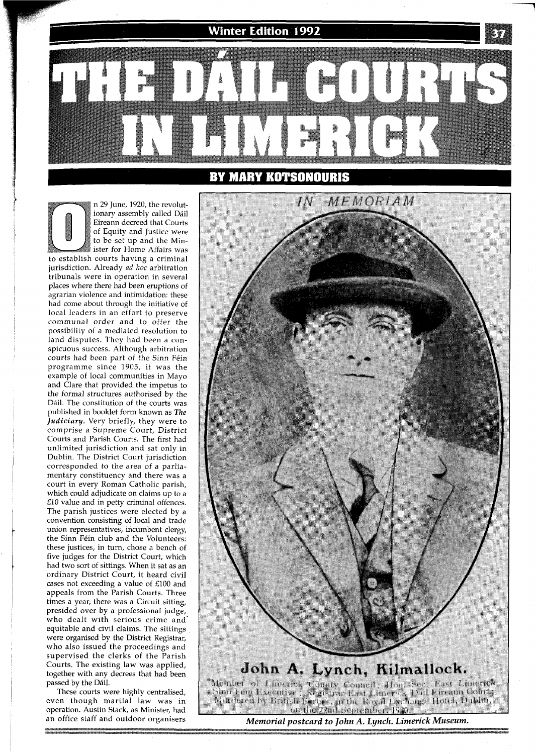# THE DÁIL COURTS IN LIMERICK

## BY MARY KOTSONOURIS

On 29 June, 1920, the revolutionary assembly called Dáil Eireann decreed that Courts of Equity and Justice were to be set up and the Minister for Home Affairs was to establish courts having a criminal jurisdiction. Already *ad hoc* arbitration tribunals were in operation in several places where there had been eruptions of agrarian violence and intimidation: these had come about through the initiative of local leaders in an effort to preserve communal order and to offer the possibility of a mediated resolution to land disputes. They had been a conspicuous success. Although arbitration courts had been part of the Sinn Féin programme since 1905, it was the example of local communities in Mayo and Clare that provided the impetus to the formal structures authorised by the Dáil. The constitution of the courts was published in booklet form known as *The Judiciary*. Very briefly, they were to comprise a Supreme Court, District Courts and Parish Courts. The first had unlimited jurisdiction and sat only in Dublin. The District Court jurisdiction corresponded to the area of a parliamentary constituency and there was a court in every Roman Catholic parish, which could adjudicate on claims up to a £10 value and in petty criminal offences. The parish justices were elected by a convention consisting of local and trade union representatives, incumbent clergy, the Sinn Féin club and the Volunteers: these justices, in turn, chose a bench of five judges for the District Court, which had two sort of sittings. When it sat as an ordinary District Court, it heard civil cases not exceeding a value of £100 and appeals from the Parish Courts. Three times a year, there was a Circuit sitting, presided over by a professional judge, who dealt with serious crime and equitable and civil claims. The sittings were organised by the District Registrar, who also issued the proceedings and supervised the clerks of the Parish Courts. The existing law was applied, together with any decrees that had been passed by the Dáil.

These courts were highly centralised, even though martial law was in operation. Austin Stack, as Minister, had an office staff and outdoor organisers

IN MEMORIAM

**John A. Lynch, Kilmallock.**

Member of Limerick County Council; Hon. Sec. East Limerick Sinn Fein Executive; Registrar East Limerick Dail Eireann Court; Murdered by British Forces, in the Royal Exchange Hotel, Dublin, on the 22nd September, 1920.

*Memorial postcard to John A. Lynch. Limerick Museum.*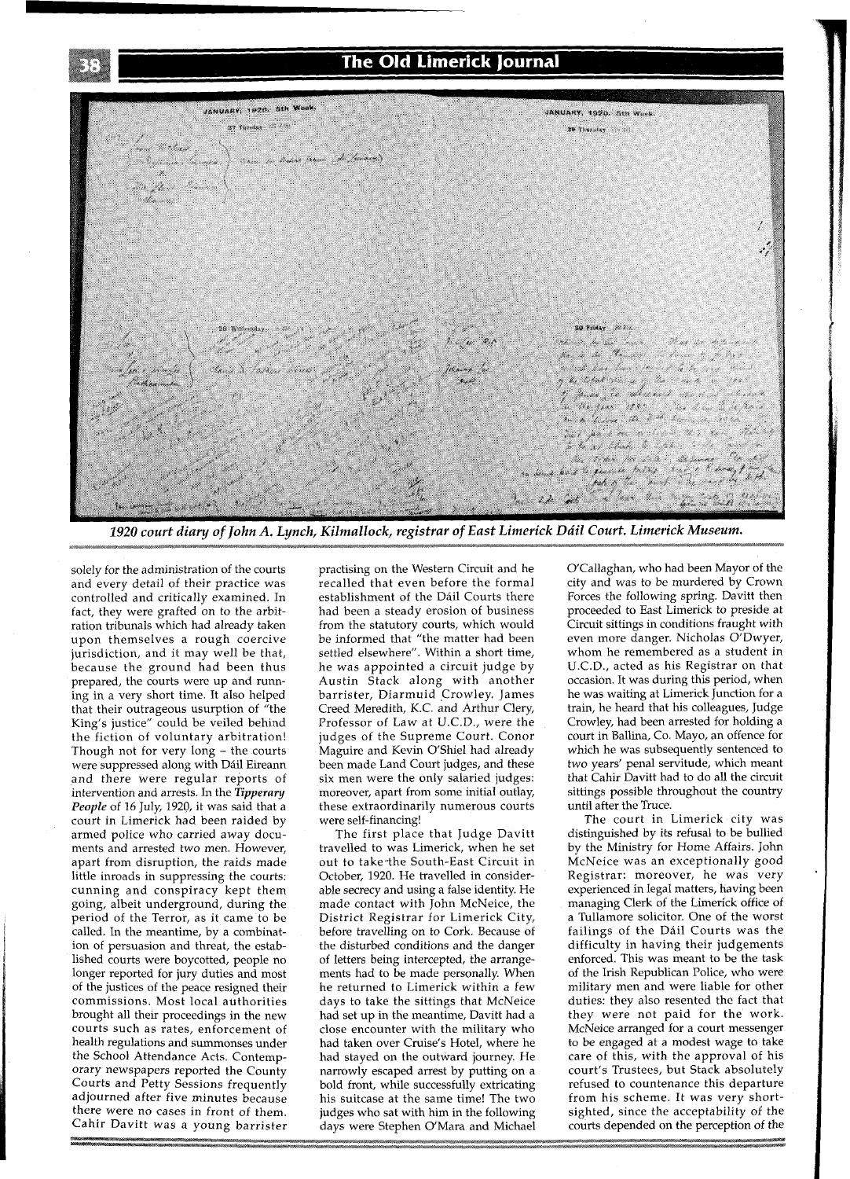1920 court diary of John A. Lynch, Kilmallock, registrar of East Limerick Dáil Court. Limerick Museum.

solely for the administration of the courts and every detail of their practice was controlled and critically examined. In fact, they were grafted on to the arbitration tribunals which had already taken upon themselves a rough coercive jurisdiction, and it may well be that, because the ground had been thus prepared, the courts were up and running in a very short time. It also helped that their outrageous usurpation of "the King's justice" could be veiled behind the fiction of voluntary arbitration! Though not for very long – the courts were suppressed along with Dáil Eireann and there were regular reports of intervention and arrests. In the *Tipperary People* of 16 July, 1920, it was said that a court in Limerick had been raided by armed police who carried away documents and arrested two men. However, apart from disruption, the raids made little inroads in suppressing the courts: cunning and conspiracy kept them going, albeit underground, during the period of the Terror, as it came to be called. In the meantime, by a combination of persuasion and threat, the established courts were boycotted, people no longer reported for jury duties and most of the justices of the peace resigned their commissions. Most local authorities brought all their proceedings in the new courts such as rates, enforcement of health regulations and summonses under the School Attendance Acts. Contemporary newspapers reported the County Courts and Petty Sessions frequently adjourned after five minutes because there were no cases in front of them. Cahir Davitt was a young barrister practising on the Western Circuit and he recalled that even before the formal establishment of the Dáil Courts there had been a steady erosion of business from the statutory courts, which would be informed that "the matter had been settled elsewhere". Within a short time, he was appointed a circuit judge by Austin Stack along with another barrister, Diarmuid Crowley. James Creed Meredith, K.C. and Arthur Clery, Professor of Law at U.C.D., were the judges of the Supreme Court. Conor Maguire and Kevin O'Shiel had already been made Land Court judges, and these six men were the only salaried judges: moreover, apart from some initial outlay, these extraordinarily numerous courts were self-financing!

The first place that Judge Davitt travelled to was Limerick, when he set out to take the South-East Circuit in October, 1920. He travelled in considerable secrecy and using a false identity. He made contact with John McNeice, the District Registrar for Limerick City, before travelling on to Cork. Because of the disturbed conditions and the danger of letters being intercepted, the arrangements had to be made personally. When he returned to Limerick within a few days to take the sittings that McNeice had set up in the meantime, Davitt had a close encounter with the military who had taken over Cruise's Hotel, where he had stayed on the outward journey. He narrowly escaped arrest by putting on a bold front, while successfully extricating his suitcase at the same time! The two judges who sat with him in the following days were Stephen O'Mara and Michael O'Callaghan, who had been Mayor of the city and was to be murdered by Crown Forces the following spring. Davitt then proceeded to East Limerick to preside at Circuit sittings in conditions fraught with even more danger. Nicholas O'Dwyer, whom he remembered as a student in U.C.D., acted as his Registrar on that occasion. It was during this period, when he was waiting at Limerick Junction for a train, he heard that his colleagues, Judge Crowley, had been arrested for holding a court in Ballina, Co. Mayo, an offence for which he was subsequently sentenced to two years' penal servitude, which meant that Cahir Davitt had to do all the circuit sittings possible throughout the country until after the Truce.

The court in Limerick city was distinguished by its refusal to be bullied by the Ministry for Home Affairs. John McNeice was an exceptionally good Registrar: moreover, he was very experienced in legal matters, having been managing Clerk of the Limerick office of a Tullamore solicitor. One of the worst failings of the Dáil Courts was the difficulty in having their judgements enforced. This was meant to be the task of the Irish Republican Police, who were military men and were liable for other duties: they also resented the fact that they were not paid for the work. McNeice arranged for a court messenger to be engaged at a modest wage to take care of this, with the approval of his court's Trustees, but Stack absolutely refused to countenance this departure from his scheme. It was very shortsighted, since the acceptability of the courts depended on the perception of the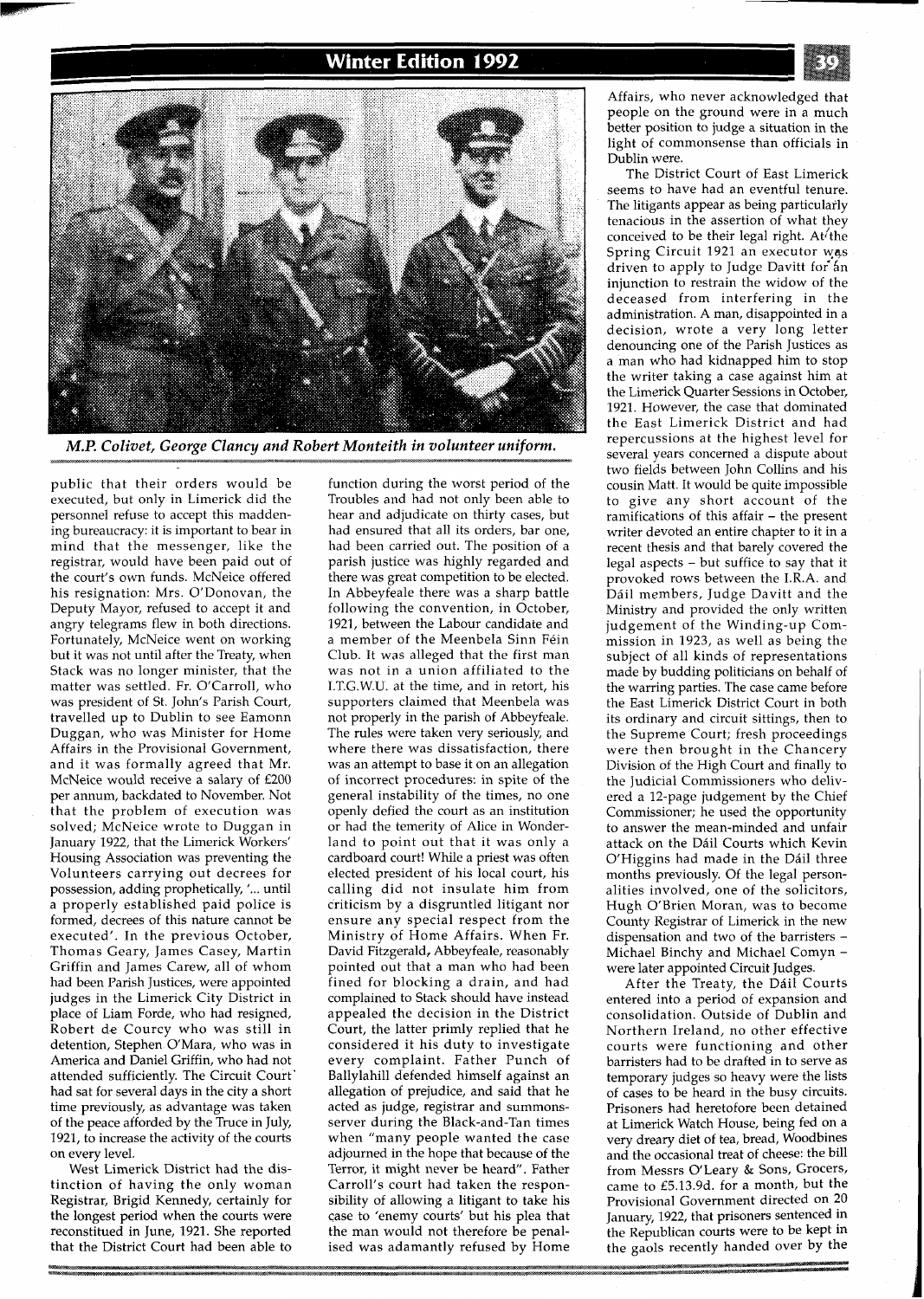*M.P. Colivet, George Clancy and Robert Monteith in volunteer uniform.*

public that their orders would be executed, but only in Limerick did the personnel refuse to accept this maddening bureaucracy: it is important to bear in mind that the messenger, like the registrar, would have been paid out of the court's own funds. McNeice offered his resignation: Mrs. O'Donovan, the Deputy Mayor, refused to accept it and angry telegrams flew in both directions. Fortunately, McNeice went on working but it was not until after the Treaty, when Stack was no longer minister, that the matter was settled. Fr. O'Carroll, who was president of St. John's Parish Court, travelled up to Dublin to see Eamonn Duggan, who was Minister for Home Affairs in the Provisional Government, and it was formally agreed that Mr. McNeice would receive a salary of £200 per annum, backdated to November. Not that the problem of execution was solved; McNeice wrote to Duggan in January 1922, that the Limerick Workers' Housing Association was preventing the Volunteers carrying out decrees for possession, adding prophetically, '... until a properly established paid police is formed, decrees of this nature cannot be executed'. In the previous October, Thomas Geary, James Casey, Martin Griffin and James Carew, all of whom had been Parish Justices, were appointed judges in the Limerick City District in place of Liam Forde, who had resigned, Robert de Courcy who was still in detention, Stephen O'Mara, who was in America and Daniel Griffin, who had not attended sufficiently. The Circuit Court had sat for several days in the city a short time previously, as advantage was taken of the peace afforded by the Truce in July, 1921, to increase the activity of the courts on every level.

West Limerick District had the distinction of having the only woman Registrar, Brigid Kennedy, certainly for the longest period when the courts were reconstitued in June, 1921. She reported that the District Court had been able to function during the worst period of the Troubles and had not only been able to hear and adjudicate on thirty cases, but had ensured that all its orders, bar one, had been carried out. The position of a parish justice was highly regarded and there was great competition to be elected. In Abbeyfeale there was a sharp battle following the convention, in October, 1921, between the Labour candidate and a member of the Meenbela Sinn Féin Club. It was alleged that the first man was not in a union affiliated to the I.T.G.W.U. at the time, and in retort, his supporters claimed that Meenbela was not properly in the parish of Abbeyfeale. The rules were taken very seriously, and where there was dissatisfaction, there was an attempt to base it on an allegation of incorrect procedures: in spite of the general instability of the times, no one openly defied the court as an institution or had the temerity of Alice in Wonderland to point out that it was only a cardboard court! While a priest was often elected president of his local court, his calling did not insulate him from criticism by a disgruntled litigant nor ensure any special respect from the Ministry of Home Affairs. When Fr. David Fitzgerald, Abbeyfeale, reasonably pointed out that a man who had been fined for blocking a drain, and had complained to Stack should have instead appealed the decision in the District Court, the latter primly replied that he considered it his duty to investigate every complaint. Father Punch of Ballylahill defended himself against an allegation of prejudice, and said that he acted as judge, registrar and summons-server during the Black-and-Tan times when "many people wanted the case adjourned in the hope that because of the Terror, it might never be heard". Father Carroll's court had taken the responsibility of allowing a litigant to take his case to 'enemy courts' but his plea that the man would not therefore be penalised was adamantly refused by Home Affairs, who never acknowledged that people on the ground were in a much better position to judge a situation in the light of commonsense than officials in Dublin were.

The District Court of East Limerick seems to have had an eventful tenure. The litigants appear as being particularly tenacious in the assertion of what they conceived to be their legal right. At the Spring Circuit 1921 an executor was driven to apply to Judge Davitt for an injunction to restrain the widow of the deceased from interfering in the administration. A man, disappointed in a decision, wrote a very long letter denouncing one of the Parish Justices as a man who had kidnapped him to stop the writer taking a case against him at the Limerick Quarter Sessions in October, 1921. However, the case that dominated the East Limerick District and had repercussions at the highest level for several years concerned a dispute about two fields between John Collins and his cousin Matt. It would be quite impossible to give any short account of the ramifications of this affair – the present writer devoted an entire chapter to it in a recent thesis and that barely covered the legal aspects – but suffice to say that it provoked rows between the I.R.A. and Dáil members, Judge Davitt and the Ministry and provided the only written judgement of the Winding-up Commission in 1923, as well as being the subject of all kinds of representations made by budding politicians on behalf of the warring parties. The case came before the East Limerick District Court in both its ordinary and circuit sittings, then to the Supreme Court; fresh proceedings were then brought in the Chancery Division of the High Court and finally to the Judicial Commissioners who delivered a 12-page judgement by the Chief Commissioner; he used the opportunity to answer the mean-minded and unfair attack on the Dáil Courts which Kevin O'Higgins had made in the Dáil three months previously. Of the legal personalities involved, one of the solicitors, Hugh O'Brien Moran, was to become County Registrar of Limerick in the new dispensation and two of the barristers – Michael Binchy and Michael Comyn – were later appointed Circuit Judges.

After the Treaty, the Dáil Courts entered into a period of expansion and consolidation. Outside of Dublin and Northern Ireland, no other effective courts were functioning and other barristers had to be drafted in to serve as temporary judges so heavy were the lists of cases to be heard in the busy circuits. Prisoners had heretofore been detained at Limerick Watch House, being fed on a very dreary diet of tea, bread, Woodbines and the occasional treat of cheese: the bill from Messrs O'Leary & Sons, Grocers, came to £5.13.9d. for a month, but the Provisional Government directed on 20 January, 1922, that prisoners sentenced in the Republican courts were to be kept in the gaols recently handed over by the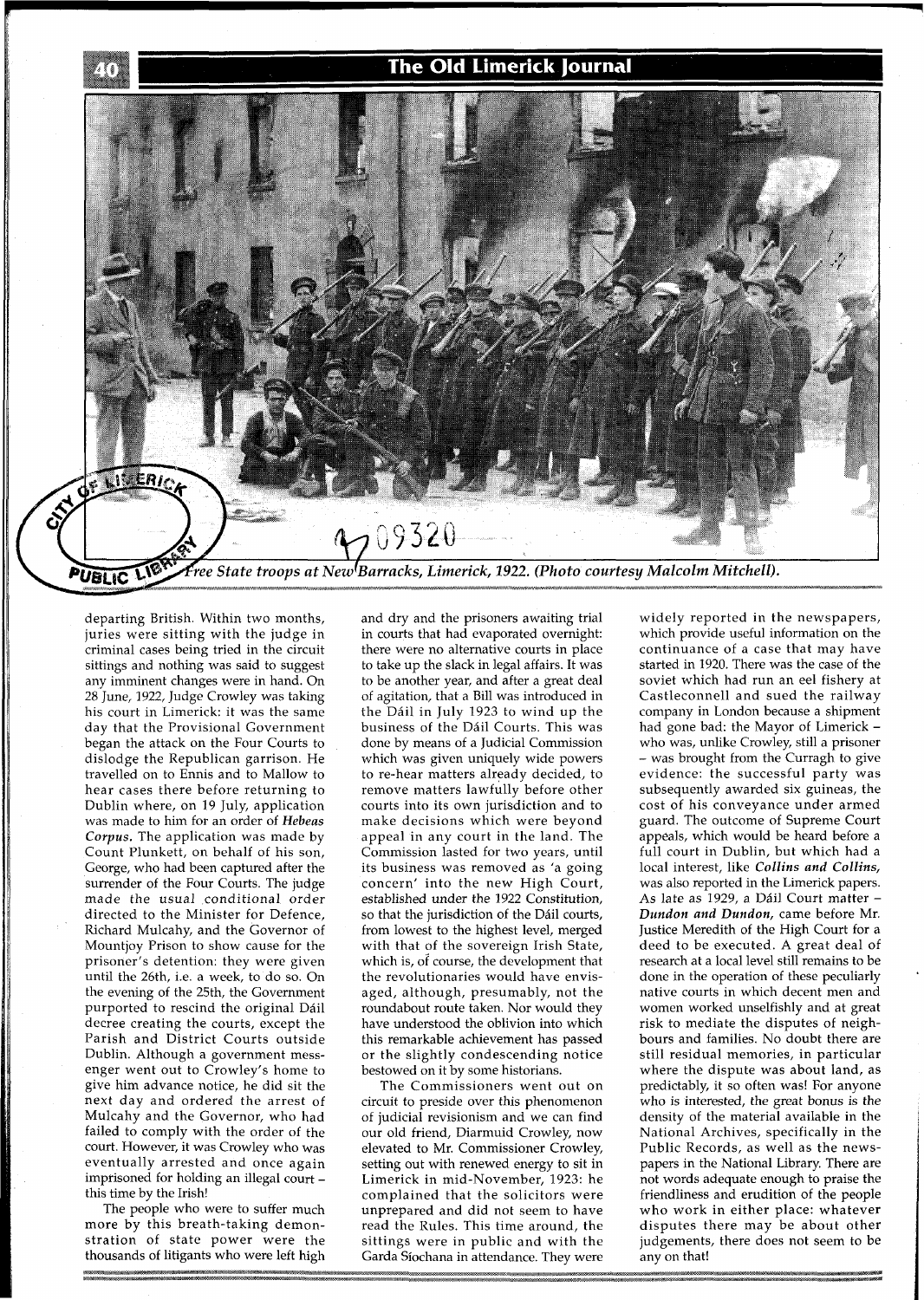Free State troops at New Barracks, Limerick, 1922. (Photo courtesy Malcolm Mitchell).

departing British. Within two months, juries were sitting with the judge in criminal cases being tried in the circuit sittings and nothing was said to suggest any imminent changes were in hand. On 28 June, 1922, Judge Crowley was taking his court in Limerick: it was the same day that the Provisional Government began the attack on the Four Courts to dislodge the Republican garrison. He travelled on to Ennis and to Mallow to hear cases there before returning to Dublin where, on 19 July, application was made to him for an order of *Hebeas Corpus*. The application was made by Count Plunkett, on behalf of his son, George, who had been captured after the surrender of the Four Courts. The judge made the usual conditional order directed to the Minister for Defence, Richard Mulcahy, and the Governor of Mountjoy Prison to show cause for the prisoner's detention: they were given until the 26th, i.e. a week, to do so. On the evening of the 25th, the Government purported to rescind the original Dáil decree creating the courts, except the Parish and District Courts outside Dublin. Although a government messenger went out to Crowley's home to give him advance notice, he did sit the next day and ordered the arrest of Mulcahy and the Governor, who had failed to comply with the order of the court. However, it was Crowley who was eventually arrested and once again imprisoned for holding an illegal court – this time by the Irish!

The people who were to suffer much more by this breath-taking demonstration of state power were the thousands of litigants who were left high and dry and the prisoners awaiting trial in courts that had evaporated overnight: there were no alternative courts in place to take up the slack in legal affairs. It was to be another year, and after a great deal of agitation, that a Bill was introduced in the Dáil in July 1923 to wind up the business of the Dáil Courts. This was done by means of a Judicial Commission which was given uniquely wide powers to re-hear matters already decided, to remove matters lawfully before other courts into its own jurisdiction and to make decisions which were beyond appeal in any court in the land. The Commission lasted for two years, until its business was removed as 'a going concern' into the new High Court, established under the 1922 Constitution, so that the jurisdiction of the Dáil courts, from lowest to the highest level, merged with that of the sovereign Irish State, which is, of course, the development that the revolutionaries would have envisaged, although, presumably, not the roundabout route taken. Nor would they have understood the oblivion into which this remarkable achievement has passed or the slightly condescending notice bestowed on it by some historians.

The Commissioners went out on circuit to preside over this phenomenon of judicial revisionism and we can find our old friend, Diarmuid Crowley, now elevated to Mr. Commissioner Crowley, setting out with renewed energy to sit in Limerick in mid-November, 1923: he complained that the solicitors were unprepared and did not seem to have read the Rules. This time around, the sittings were in public and with the Garda Síochana in attendance. They were widely reported in the newspapers, which provide useful information on the continuance of a case that may have started in 1920. There was the case of the soviet which had run an eel fishery at Castleconnell and sued the railway company in London because a shipment had gone bad: the Mayor of Limerick – who was, unlike Crowley, still a prisoner – was brought from the Curragh to give evidence: the successful party was subsequently awarded six guineas, the cost of his conveyance under armed guard. The outcome of Supreme Court appeals, which would be heard before a full court in Dublin, but which had a local interest, like ***Collins and Collins,*** was also reported in the Limerick papers. As late as 1929, a Dáil Court matter – ***Dundon and Dundon,*** came before Mr. Justice Meredith of the High Court for a deed to be executed. A great deal of research at a local level still remains to be done in the operation of these peculiarly native courts in which decent men and women worked unselfishly and at great risk to mediate the disputes of neighbours and families. No doubt there are still residual memories, in particular where the dispute was about land, as predictably, it so often was! For anyone who is interested, the great bonus is the density of the material available in the National Archives, specifically in the Public Records, as well as the newspapers in the National Library. There are not words adequate enough to praise the friendliness and erudition of the people who work in either place: whatever disputes there may be about other judgements, there does not seem to be any on that!